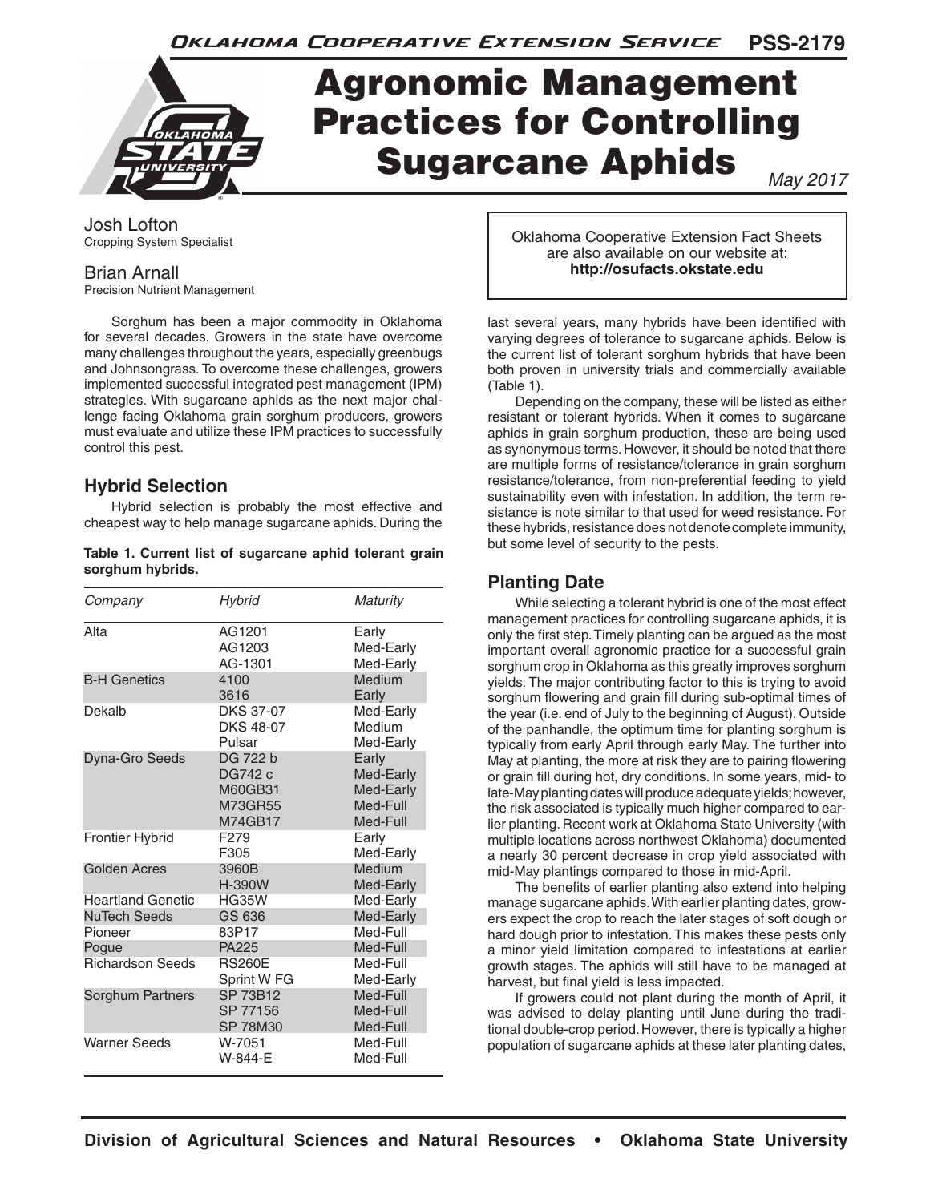# Agronomic Management Practices for Controlling Sugarcane Aphids

May 2017

Josh Lofton
Cropping System Specialist

Brian Arnall
Precision Nutrient Management

Oklahoma Cooperative Extension Fact Sheets are also available on our website at: **http://osufacts.okstate.edu**

Sorghum has been a major commodity in Oklahoma for several decades. Growers in the state have overcome many challenges throughout the years, especially greenbugs and Johnsongrass. To overcome these challenges, growers implemented successful integrated pest management (IPM) strategies. With sugarcane aphids as the next major challenge facing Oklahoma grain sorghum producers, growers must evaluate and utilize these IPM practices to successfully control this pest.

## Hybrid Selection

Hybrid selection is probably the most effective and cheapest way to help manage sugarcane aphids. During the last several years, many hybrids have been identified with varying degrees of tolerance to sugarcane aphids. Below is the current list of tolerant sorghum hybrids that have been both proven in university trials and commercially available (Table 1).

**Table 1. Current list of sugarcane aphid tolerant grain sorghum hybrids.**

| *Company* | *Hybrid* | *Maturity* |
|---|---|---|
| Alta | AG1201 | Early |
| | AG1203 | Med-Early |
| | AG-1301 | Med-Early |
| B-H Genetics | 4100 | Medium |
| | 3616 | Early |
| Dekalb | DKS 37-07 | Med-Early |
| | DKS 48-07 | Medium |
| | Pulsar | Med-Early |
| Dyna-Gro Seeds | DG 722 b | Early |
| | DG742 c | Med-Early |
| | M60GB31 | Med-Early |
| | M73GR55 | Med-Full |
| | M74GB17 | Med-Full |
| Frontier Hybrid | F279 | Early |
| | F305 | Med-Early |
| Golden Acres | 3960B | Medium |
| | H-390W | Med-Early |
| Heartland Genetic | HG35W | Med-Early |
| NuTech Seeds | GS 636 | Med-Early |
| Pioneer | 83P17 | Med-Full |
| Pogue | PA225 | Med-Full |
| Richardson Seeds | RS260E | Med-Full |
| | Sprint W FG | Med-Early |
| Sorghum Partners | SP 73B12 | Med-Full |
| | SP 77156 | Med-Full |
| | SP 78M30 | Med-Full |
| Warner Seeds | W-7051 | Med-Full |
| | W-844-E | Med-Full |

Depending on the company, these will be listed as either resistant or tolerant hybrids. When it comes to sugarcane aphids in grain sorghum production, these are being used as synonymous terms. However, it should be noted that there are multiple forms of resistance/tolerance in grain sorghum resistance/tolerance, from non-preferential feeding to yield sustainability even with infestation. In addition, the term resistance is note similar to that used for weed resistance. For these hybrids, resistance does not denote complete immunity, but some level of security to the pests.

## Planting Date

While selecting a tolerant hybrid is one of the most effect management practices for controlling sugarcane aphids, it is only the first step. Timely planting can be argued as the most important overall agronomic practice for a successful grain sorghum crop in Oklahoma as this greatly improves sorghum yields. The major contributing factor to this is trying to avoid sorghum flowering and grain fill during sub-optimal times of the year (i.e. end of July to the beginning of August). Outside of the panhandle, the optimum time for planting sorghum is typically from early April through early May. The further into May at planting, the more at risk they are to pairing flowering or grain fill during hot, dry conditions. In some years, mid- to late-May planting dates will produce adequate yields; however, the risk associated is typically much higher compared to earlier planting. Recent work at Oklahoma State University (with multiple locations across northwest Oklahoma) documented a nearly 30 percent decrease in crop yield associated with mid-May plantings compared to those in mid-April.

The benefits of earlier planting also extend into helping manage sugarcane aphids. With earlier planting dates, growers expect the crop to reach the later stages of soft dough or hard dough prior to infestation. This makes these pests only a minor yield limitation compared to infestations at earlier growth stages. The aphids will still have to be managed at harvest, but final yield is less impacted.

If growers could not plant during the month of April, it was advised to delay planting until June during the traditional double-crop period. However, there is typically a higher population of sugarcane aphids at these later planting dates,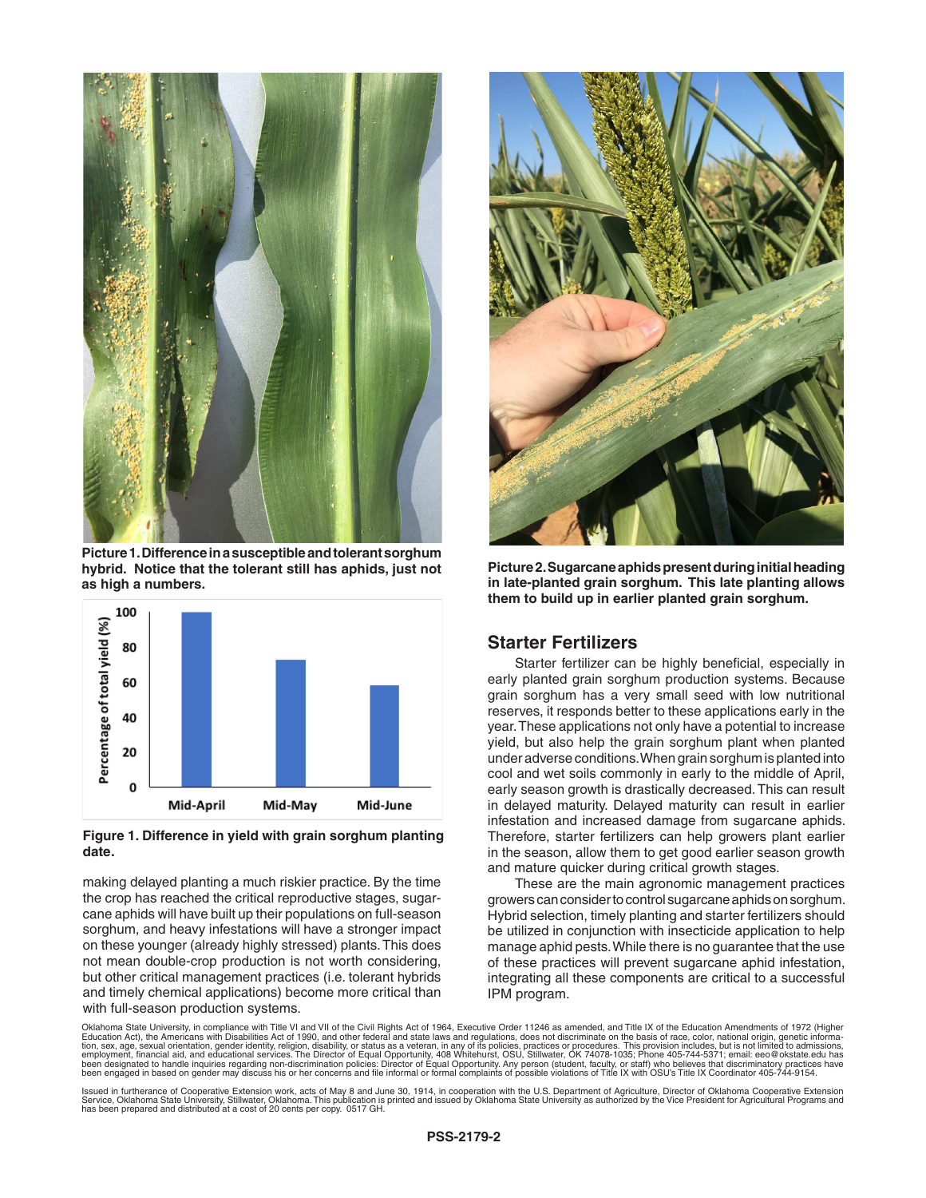Picture 1. Difference in a susceptible and tolerant sorghum hybrid. Notice that the tolerant still has aphids, just not as high a numbers.

Percentage of total yield (%)

100
80
60
40
20
0

Mid-April
Mid-May
Mid-June

Figure 1. Difference in yield with grain sorghum planting date.

making delayed planting a much riskier practice. By the time the crop has reached the critical reproductive stages, sugarcane aphids will have built up their populations on full-season sorghum, and heavy infestations will have a stronger impact on these younger (already highly stressed) plants. This does not mean double-crop production is not worth considering, but other critical management practices (i.e. tolerant hybrids and timely chemical applications) become more critical than with full-season production systems.

Picture 2. Sugarcane aphids present during initial heading in late-planted grain sorghum. This late planting allows them to build up in earlier planted grain sorghum.

## Starter Fertilizers

Starter fertilizer can be highly beneficial, especially in early planted grain sorghum production systems. Because grain sorghum has a very small seed with low nutritional reserves, it responds better to these applications early in the year. These applications not only have a potential to increase yield, but also help the grain sorghum plant when planted under adverse conditions. When grain sorghum is planted into cool and wet soils commonly in early to the middle of April, early season growth is drastically decreased. This can result in delayed maturity. Delayed maturity can result in earlier infestation and increased damage from sugarcane aphids. Therefore, starter fertilizers can help growers plant earlier in the season, allow them to get good earlier season growth and mature quicker during critical growth stages.

These are the main agronomic management practices growers can consider to control sugarcane aphids on sorghum. Hybrid selection, timely planting and starter fertilizers should be utilized in conjunction with insecticide application to help manage aphid pests. While there is no guarantee that the use of these practices will prevent sugarcane aphid infestation, integrating all these components are critical to a successful IPM program.

Oklahoma State University, in compliance with Title VI and VII of the Civil Rights Act of 1964, Executive Order 11246 as amended, and Title IX of the Education Amendments of 1972 (Higher Education Act), the Americans with Disabilities Act of 1990, and other federal and state laws and regulations, does not discriminate on the basis of race, color, national origin, genetic information, sex, age, sexual orientation, gender identity, religion, disability, or status as a veteran, in any of its policies, practices or procedures. This provision includes, but is not limited to admissions, employment, financial aid, and educational services. The Director of Equal Opportunity, 408 Whitehurst, OSU, Stillwater, OK 74078-1035; Phone 405-744-5371; email: eeo@okstate.edu has been designated to handle inquiries regarding non-discrimination policies: Director of Equal Opportunity. Any person (student, faculty, or staff) who believes that discriminatory practices have been engaged in based on gender may discuss his or her concerns and file informal or formal complaints of possible violations of Title IX with OSU's Title IX Coordinator 405-744-9154.

Issued in furtherance of Cooperative Extension work, acts of May 8 and June 30, 1914, in cooperation with the U.S. Department of Agriculture, Director of Oklahoma Cooperative Extension Service, Oklahoma State University, Stillwater, Oklahoma. This publication is printed and issued by Oklahoma State University as authorized by the Vice President for Agricultural Programs and has been prepared and distributed at a cost of 20 cents per copy. 0517 GH.

PSS-2179-2